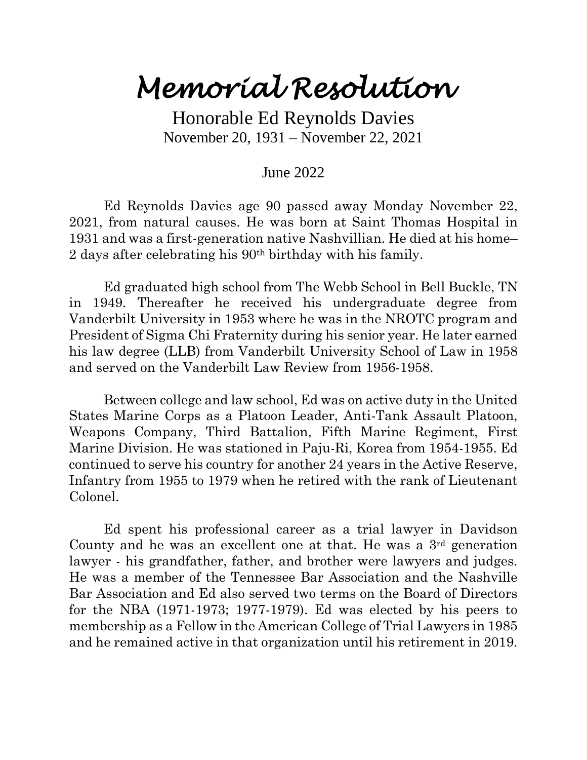# Memorial Resolution

Honorable Ed Reynolds Davies
November 20, 1931 – November 22, 2021

June 2022

Ed Reynolds Davies age 90 passed away Monday November 22, 2021, from natural causes. He was born at Saint Thomas Hospital in 1931 and was a first-generation native Nashvillian. He died at his home– 2 days after celebrating his 90th birthday with his family.

Ed graduated high school from The Webb School in Bell Buckle, TN in 1949. Thereafter he received his undergraduate degree from Vanderbilt University in 1953 where he was in the NROTC program and President of Sigma Chi Fraternity during his senior year. He later earned his law degree (LLB) from Vanderbilt University School of Law in 1958 and served on the Vanderbilt Law Review from 1956-1958.

Between college and law school, Ed was on active duty in the United States Marine Corps as a Platoon Leader, Anti-Tank Assault Platoon, Weapons Company, Third Battalion, Fifth Marine Regiment, First Marine Division. He was stationed in Paju-Ri, Korea from 1954-1955. Ed continued to serve his country for another 24 years in the Active Reserve, Infantry from 1955 to 1979 when he retired with the rank of Lieutenant Colonel.

Ed spent his professional career as a trial lawyer in Davidson County and he was an excellent one at that. He was a 3rd generation lawyer - his grandfather, father, and brother were lawyers and judges. He was a member of the Tennessee Bar Association and the Nashville Bar Association and Ed also served two terms on the Board of Directors for the NBA (1971-1973; 1977-1979). Ed was elected by his peers to membership as a Fellow in the American College of Trial Lawyers in 1985 and he remained active in that organization until his retirement in 2019.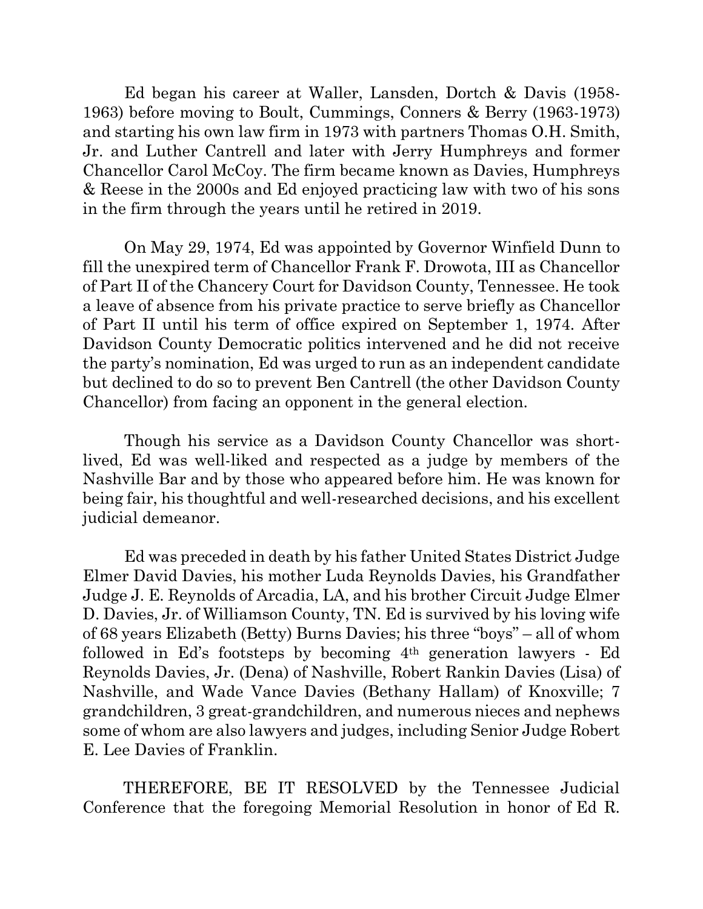Ed began his career at Waller, Lansden, Dortch & Davis (1958-1963) before moving to Boult, Cummings, Conners & Berry (1963-1973) and starting his own law firm in 1973 with partners Thomas O.H. Smith, Jr. and Luther Cantrell and later with Jerry Humphreys and former Chancellor Carol McCoy. The firm became known as Davies, Humphreys & Reese in the 2000s and Ed enjoyed practicing law with two of his sons in the firm through the years until he retired in 2019.

On May 29, 1974, Ed was appointed by Governor Winfield Dunn to fill the unexpired term of Chancellor Frank F. Drowota, III as Chancellor of Part II of the Chancery Court for Davidson County, Tennessee. He took a leave of absence from his private practice to serve briefly as Chancellor of Part II until his term of office expired on September 1, 1974. After Davidson County Democratic politics intervened and he did not receive the party's nomination, Ed was urged to run as an independent candidate but declined to do so to prevent Ben Cantrell (the other Davidson County Chancellor) from facing an opponent in the general election.

Though his service as a Davidson County Chancellor was short-lived, Ed was well-liked and respected as a judge by members of the Nashville Bar and by those who appeared before him. He was known for being fair, his thoughtful and well-researched decisions, and his excellent judicial demeanor.

Ed was preceded in death by his father United States District Judge Elmer David Davies, his mother Luda Reynolds Davies, his Grandfather Judge J. E. Reynolds of Arcadia, LA, and his brother Circuit Judge Elmer D. Davies, Jr. of Williamson County, TN. Ed is survived by his loving wife of 68 years Elizabeth (Betty) Burns Davies; his three "boys" – all of whom followed in Ed's footsteps by becoming 4th generation lawyers - Ed Reynolds Davies, Jr. (Dena) of Nashville, Robert Rankin Davies (Lisa) of Nashville, and Wade Vance Davies (Bethany Hallam) of Knoxville; 7 grandchildren, 3 great-grandchildren, and numerous nieces and nephews some of whom are also lawyers and judges, including Senior Judge Robert E. Lee Davies of Franklin.

THEREFORE, BE IT RESOLVED by the Tennessee Judicial Conference that the foregoing Memorial Resolution in honor of Ed R.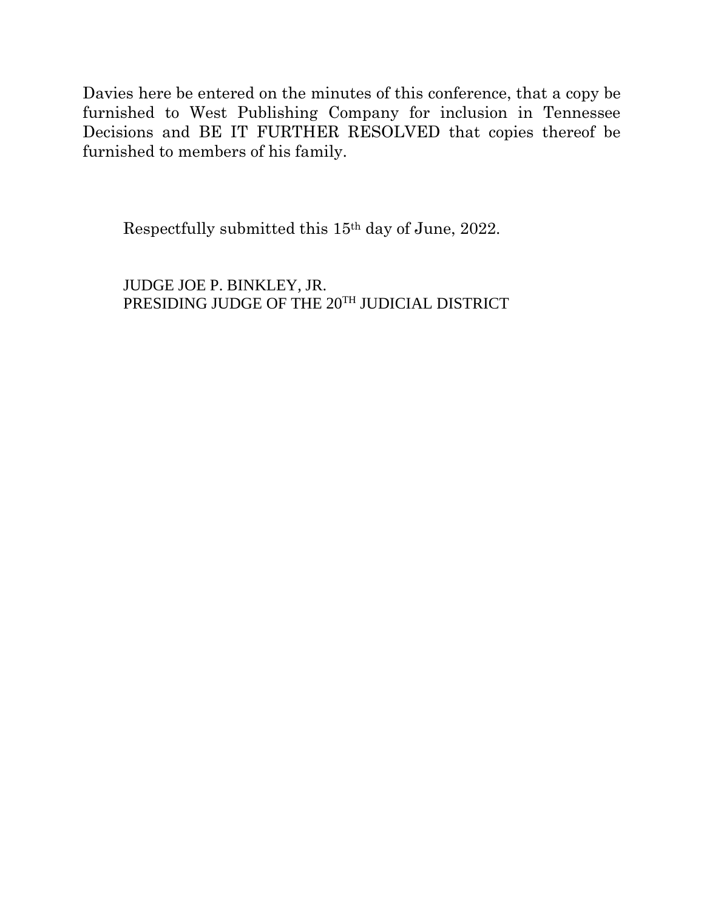Davies here be entered on the minutes of this conference, that a copy be furnished to West Publishing Company for inclusion in Tennessee Decisions and BE IT FURTHER RESOLVED that copies thereof be furnished to members of his family.

Respectfully submitted this 15th day of June, 2022.

JUDGE JOE P. BINKLEY, JR.
PRESIDING JUDGE OF THE 20TH JUDICIAL DISTRICT